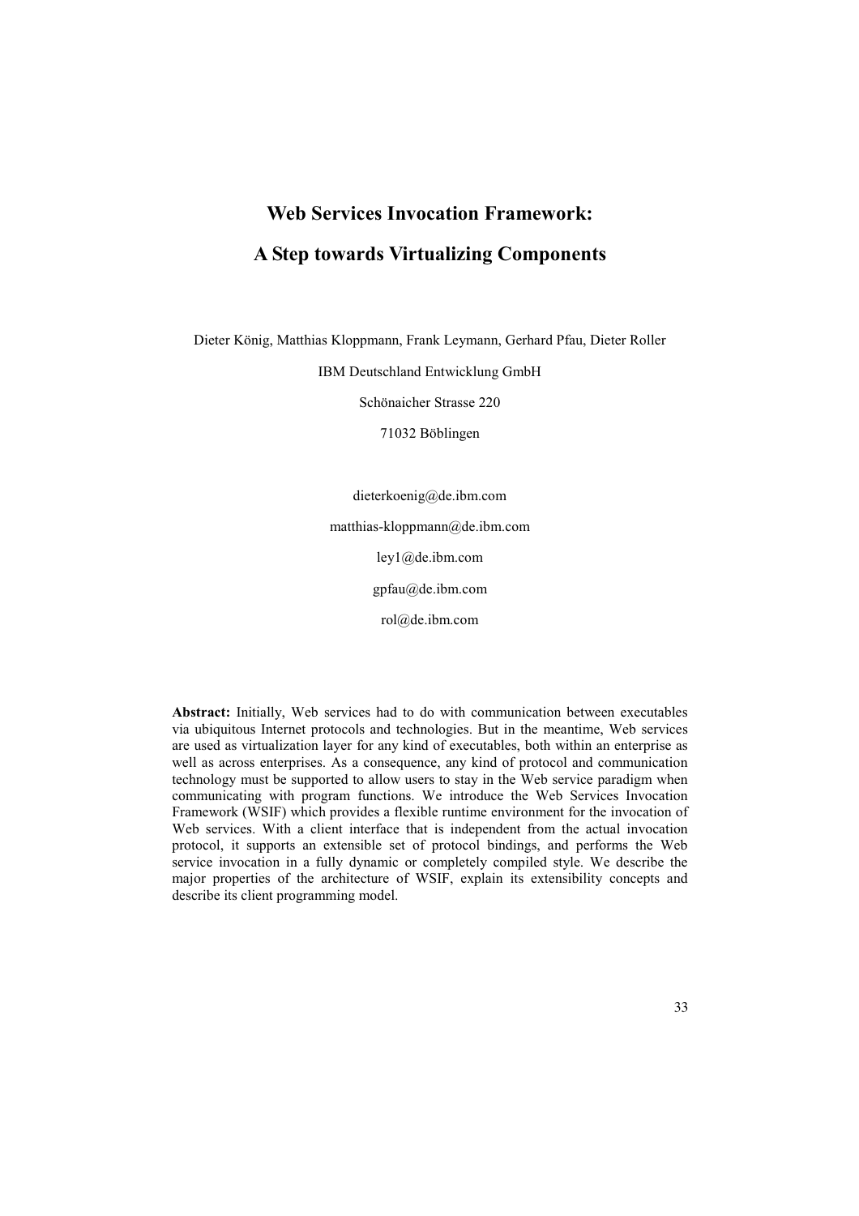# Web Services Invocation Framework:

# A Step towards Virtualizing Components

Dieter König, Matthias Kloppmann, Frank Leymann, Gerhard Pfau, Dieter Roller

IBM Deutschland Entwicklung GmbH

Schönaicher Strasse 220

71032 Böblingen

dieterkoenig@de.ibm.com

matthias-kloppmann@de.ibm.com

ley1@de.ibm.com

gpfau@de.ibm.com

rol@de.ibm.com

**Abstract:** Initially, Web services had to do with communication between executables via ubiquitous Internet protocols and technologies. But in the meantime, Web services are used as virtualization layer for any kind of executables, both within an enterprise as well as across enterprises. As a consequence, any kind of protocol and communication technology must be supported to allow users to stay in the Web service paradigm when communicating with program functions. We introduce the Web Services Invocation Framework (WSIF) which provides a flexible runtime environment for the invocation of Web services. With a client interface that is independent from the actual invocation protocol, it supports an extensible set of protocol bindings, and performs the Web service invocation in a fully dynamic or completely compiled style. We describe the major properties of the architecture of WSIF, explain its extensibility concepts and describe its client programming model.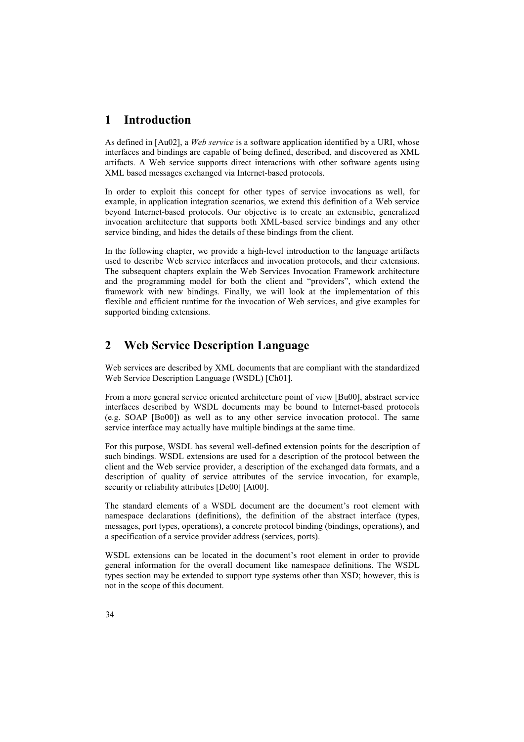# 1 Introduction

As defined in [Au02], a *Web service* is a software application identified by a URI, whose interfaces and bindings are capable of being defined, described, and discovered as XML artifacts. A Web service supports direct interactions with other software agents using XML based messages exchanged via Internet-based protocols.

In order to exploit this concept for other types of service invocations as well, for example, in application integration scenarios, we extend this definition of a Web service beyond Internet-based protocols. Our objective is to create an extensible, generalized invocation architecture that supports both XML-based service bindings and any other service binding, and hides the details of these bindings from the client.

In the following chapter, we provide a high-level introduction to the language artifacts used to describe Web service interfaces and invocation protocols, and their extensions. The subsequent chapters explain the Web Services Invocation Framework architecture and the programming model for both the client and "providers", which extend the framework with new bindings. Finally, we will look at the implementation of this flexible and efficient runtime for the invocation of Web services, and give examples for supported binding extensions.

# 2 Web Service Description Language

Web services are described by XML documents that are compliant with the standardized Web Service Description Language (WSDL) [Ch01].

From a more general service oriented architecture point of view [Bu00], abstract service interfaces described by WSDL documents may be bound to Internet-based protocols (e.g. SOAP [Bo00]) as well as to any other service invocation protocol. The same service interface may actually have multiple bindings at the same time.

For this purpose, WSDL has several well-defined extension points for the description of such bindings. WSDL extensions are used for a description of the protocol between the client and the Web service provider, a description of the exchanged data formats, and a description of quality of service attributes of the service invocation, for example, security or reliability attributes [De00] [At00].

The standard elements of a WSDL document are the document's root element with namespace declarations (definitions), the definition of the abstract interface (types, messages, port types, operations), a concrete protocol binding (bindings, operations), and a specification of a service provider address (services, ports).

WSDL extensions can be located in the document's root element in order to provide general information for the overall document like namespace definitions. The WSDL types section may be extended to support type systems other than XSD; however, this is not in the scope of this document.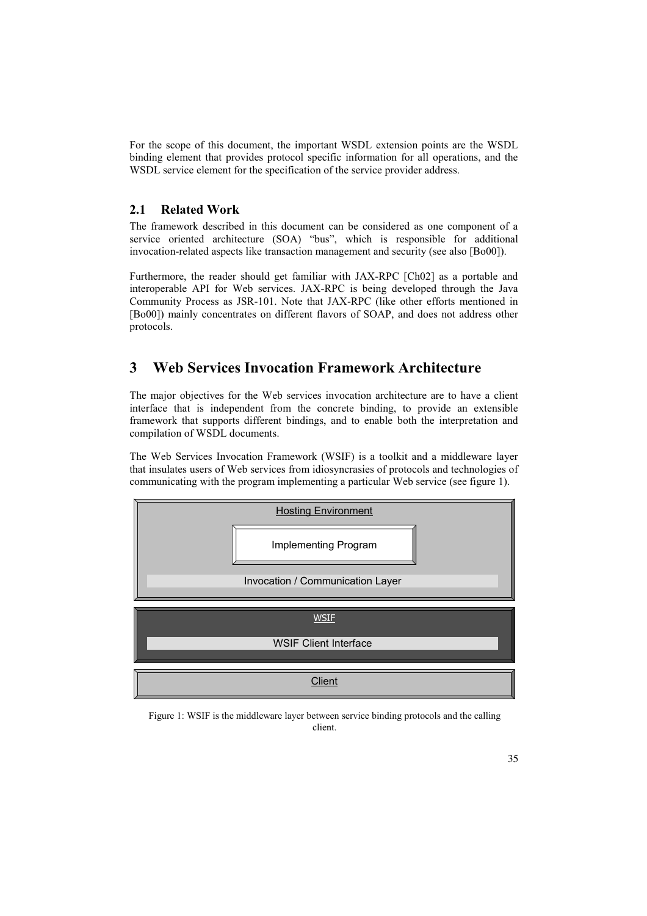For the scope of this document, the important WSDL extension points are the WSDL binding element that provides protocol specific information for all operations, and the WSDL service element for the specification of the service provider address.

## 2.1 Related Work

The framework described in this document can be considered as one component of a service oriented architecture (SOA) "bus", which is responsible for additional invocation-related aspects like transaction management and security (see also [Bo00]).

Furthermore, the reader should get familiar with JAX-RPC [Ch02] as a portable and interoperable API for Web services. JAX-RPC is being developed through the Java Community Process as JSR-101. Note that JAX-RPC (like other efforts mentioned in [Bo00]) mainly concentrates on different flavors of SOAP, and does not address other protocols.

# 3 Web Services Invocation Framework Architecture

The major objectives for the Web services invocation architecture are to have a client interface that is independent from the concrete binding, to provide an extensible framework that supports different bindings, and to enable both the interpretation and compilation of WSDL documents.

The Web Services Invocation Framework (WSIF) is a toolkit and a middleware layer that insulates users of Web services from idiosyncrasies of protocols and technologies of communicating with the program implementing a particular Web service (see figure 1).

Hosting Environment

Implementing Program

Invocation / Communication Layer

WSIF

WSIF Client Interface

Client

Figure 1: WSIF is the middleware layer between service binding protocols and the calling client.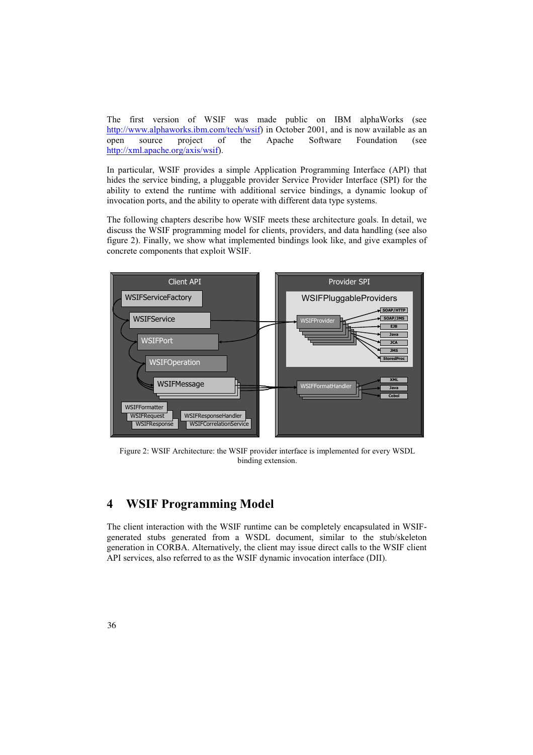The first version of WSIF was made public on IBM alphaWorks (see http://www.alphaworks.ibm.com/tech/wsif) in October 2001, and is now available as an open source project of the Apache Software Foundation (see http://xml.apache.org/axis/wsif).

In particular, WSIF provides a simple Application Programming Interface (API) that hides the service binding, a pluggable provider Service Provider Interface (SPI) for the ability to extend the runtime with additional service bindings, a dynamic lookup of invocation ports, and the ability to operate with different data type systems.

The following chapters describe how WSIF meets these architecture goals. In detail, we discuss the WSIF programming model for clients, providers, and data handling (see also figure 2). Finally, we show what implemented bindings look like, and give examples of concrete components that exploit WSIF.

Figure 2: WSIF Architecture: the WSIF provider interface is implemented for every WSDL binding extension.

# 4 WSIF Programming Model

The client interaction with the WSIF runtime can be completely encapsulated in WSIF-generated stubs generated from a WSDL document, similar to the stub/skeleton generation in CORBA. Alternatively, the client may issue direct calls to the WSIF client API services, also referred to as the WSIF dynamic invocation interface (DII).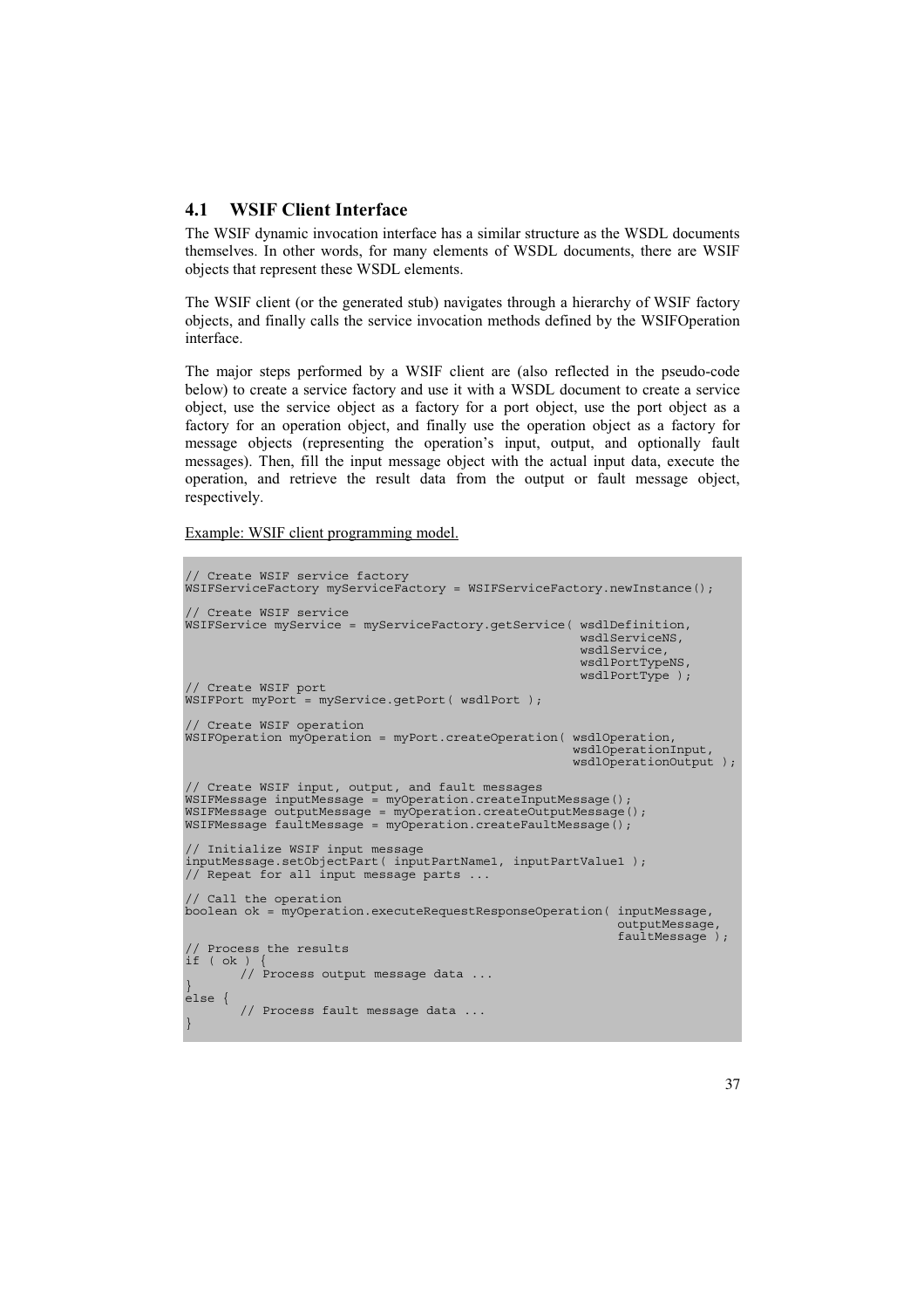## 4.1 WSIF Client Interface

The WSIF dynamic invocation interface has a similar structure as the WSDL documents themselves. In other words, for many elements of WSDL documents, there are WSIF objects that represent these WSDL elements.

The WSIF client (or the generated stub) navigates through a hierarchy of WSIF factory objects, and finally calls the service invocation methods defined by the WSIFOperation interface.

The major steps performed by a WSIF client are (also reflected in the pseudo-code below) to create a service factory and use it with a WSDL document to create a service object, use the service object as a factory for a port object, use the port object as a factory for an operation object, and finally use the operation object as a factory for message objects (representing the operation's input, output, and optionally fault messages). Then, fill the input message object with the actual input data, execute the operation, and retrieve the result data from the output or fault message object, respectively.

Example: WSIF client programming model.

```
// Create WSIF service factory
WSIFServiceFactory myServiceFactory = WSIFServiceFactory.newInstance();

// Create WSIF service
WSIFService myService = myServiceFactory.getService( wsdlDefinition,
                                                     wsdlServiceNS,
                                                     wsdlService,
                                                     wsdlPortTypeNS,
                                                     wsdlPortType );
// Create WSIF port
WSIFPort myPort = myService.getPort( wsdlPort );

// Create WSIF operation
WSIFOperation myOperation = myPort.createOperation( wsdlOperation,
                                                    wsdlOperationInput,
                                                    wsdlOperationOutput );

// Create WSIF input, output, and fault messages
WSIFMessage inputMessage = myOperation.createInputMessage();
WSIFMessage outputMessage = myOperation.createOutputMessage();
WSIFMessage faultMessage = myOperation.createFaultMessage();

// Initialize WSIF input message
inputMessage.setObjectPart( inputPartName1, inputPartValue1 );
// Repeat for all input message parts ...

// Call the operation
boolean ok = myOperation.executeRequestResponseOperation( inputMessage,
                                                          outputMessage,
                                                          faultMessage );
// Process the results
if ( ok ) {
       // Process output message data ...
}
else {
       // Process fault message data ...
}
```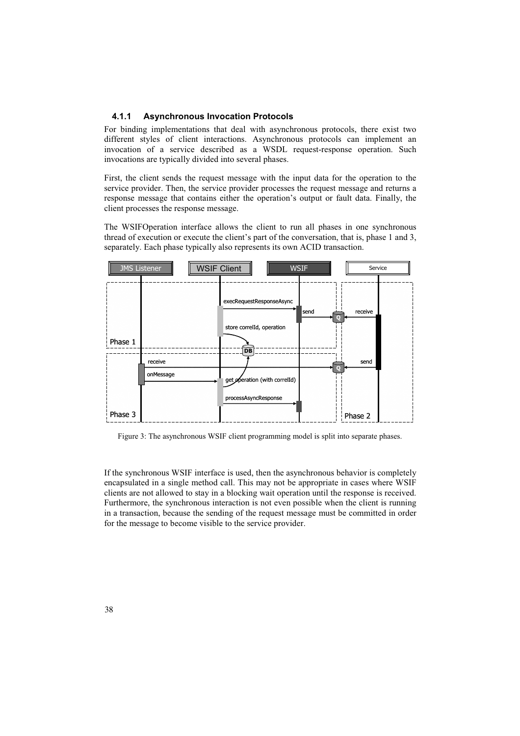### 4.1.1 Asynchronous Invocation Protocols

For binding implementations that deal with asynchronous protocols, there exist two different styles of client interactions. Asynchronous protocols can implement an invocation of a service described as a WSDL request-response operation. Such invocations are typically divided into several phases.

First, the client sends the request message with the input data for the operation to the service provider. Then, the service provider processes the request message and returns a response message that contains either the operation's output or fault data. Finally, the client processes the response message.

The WSIFOperation interface allows the client to run all phases in one synchronous thread of execution or execute the client's part of the conversation, that is, phase 1 and 3, separately. Each phase typically also represents its own ACID transaction.

Figure 3: The asynchronous WSIF client programming model is split into separate phases.

If the synchronous WSIF interface is used, then the asynchronous behavior is completely encapsulated in a single method call. This may not be appropriate in cases where WSIF clients are not allowed to stay in a blocking wait operation until the response is received. Furthermore, the synchronous interaction is not even possible when the client is running in a transaction, because the sending of the request message must be committed in order for the message to become visible to the service provider.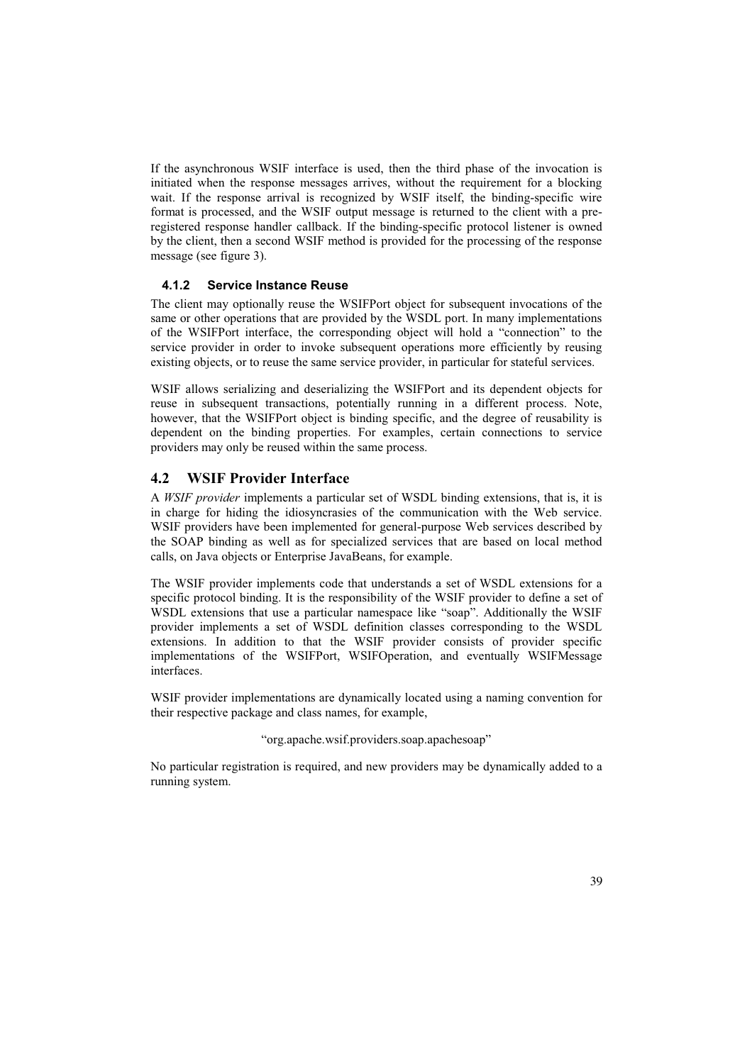If the asynchronous WSIF interface is used, then the third phase of the invocation is initiated when the response messages arrives, without the requirement for a blocking wait. If the response arrival is recognized by WSIF itself, the binding-specific wire format is processed, and the WSIF output message is returned to the client with a pre-registered response handler callback. If the binding-specific protocol listener is owned by the client, then a second WSIF method is provided for the processing of the response message (see figure 3).

#### 4.1.2 Service Instance Reuse

The client may optionally reuse the WSIFPort object for subsequent invocations of the same or other operations that are provided by the WSDL port. In many implementations of the WSIFPort interface, the corresponding object will hold a "connection" to the service provider in order to invoke subsequent operations more efficiently by reusing existing objects, or to reuse the same service provider, in particular for stateful services.

WSIF allows serializing and deserializing the WSIFPort and its dependent objects for reuse in subsequent transactions, potentially running in a different process. Note, however, that the WSIFPort object is binding specific, and the degree of reusability is dependent on the binding properties. For examples, certain connections to service providers may only be reused within the same process.

### 4.2 WSIF Provider Interface

A *WSIF provider* implements a particular set of WSDL binding extensions, that is, it is in charge for hiding the idiosyncrasies of the communication with the Web service. WSIF providers have been implemented for general-purpose Web services described by the SOAP binding as well as for specialized services that are based on local method calls, on Java objects or Enterprise JavaBeans, for example.

The WSIF provider implements code that understands a set of WSDL extensions for a specific protocol binding. It is the responsibility of the WSIF provider to define a set of WSDL extensions that use a particular namespace like "soap". Additionally the WSIF provider implements a set of WSDL definition classes corresponding to the WSDL extensions. In addition to that the WSIF provider consists of provider specific implementations of the WSIFPort, WSIFOperation, and eventually WSIFMessage interfaces.

WSIF provider implementations are dynamically located using a naming convention for their respective package and class names, for example,

"org.apache.wsif.providers.soap.apachesoap"

No particular registration is required, and new providers may be dynamically added to a running system.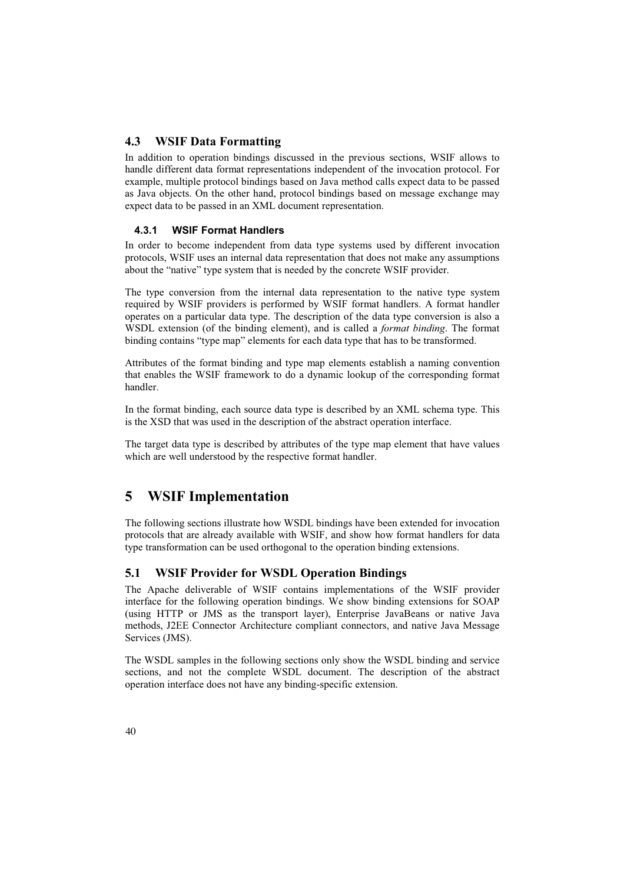## 4.3 WSIF Data Formatting

In addition to operation bindings discussed in the previous sections, WSIF allows to handle different data format representations independent of the invocation protocol. For example, multiple protocol bindings based on Java method calls expect data to be passed as Java objects. On the other hand, protocol bindings based on message exchange may expect data to be passed in an XML document representation.

### 4.3.1 WSIF Format Handlers

In order to become independent from data type systems used by different invocation protocols, WSIF uses an internal data representation that does not make any assumptions about the “native” type system that is needed by the concrete WSIF provider.

The type conversion from the internal data representation to the native type system required by WSIF providers is performed by WSIF format handlers. A format handler operates on a particular data type. The description of the data type conversion is also a WSDL extension (of the binding element), and is called a *format binding*. The format binding contains “type map” elements for each data type that has to be transformed.

Attributes of the format binding and type map elements establish a naming convention that enables the WSIF framework to do a dynamic lookup of the corresponding format handler.

In the format binding, each source data type is described by an XML schema type. This is the XSD that was used in the description of the abstract operation interface.

The target data type is described by attributes of the type map element that have values which are well understood by the respective format handler.

# 5 WSIF Implementation

The following sections illustrate how WSDL bindings have been extended for invocation protocols that are already available with WSIF, and show how format handlers for data type transformation can be used orthogonal to the operation binding extensions.

## 5.1 WSIF Provider for WSDL Operation Bindings

The Apache deliverable of WSIF contains implementations of the WSIF provider interface for the following operation bindings. We show binding extensions for SOAP (using HTTP or JMS as the transport layer), Enterprise JavaBeans or native Java methods, J2EE Connector Architecture compliant connectors, and native Java Message Services (JMS).

The WSDL samples in the following sections only show the WSDL binding and service sections, and not the complete WSDL document. The description of the abstract operation interface does not have any binding-specific extension.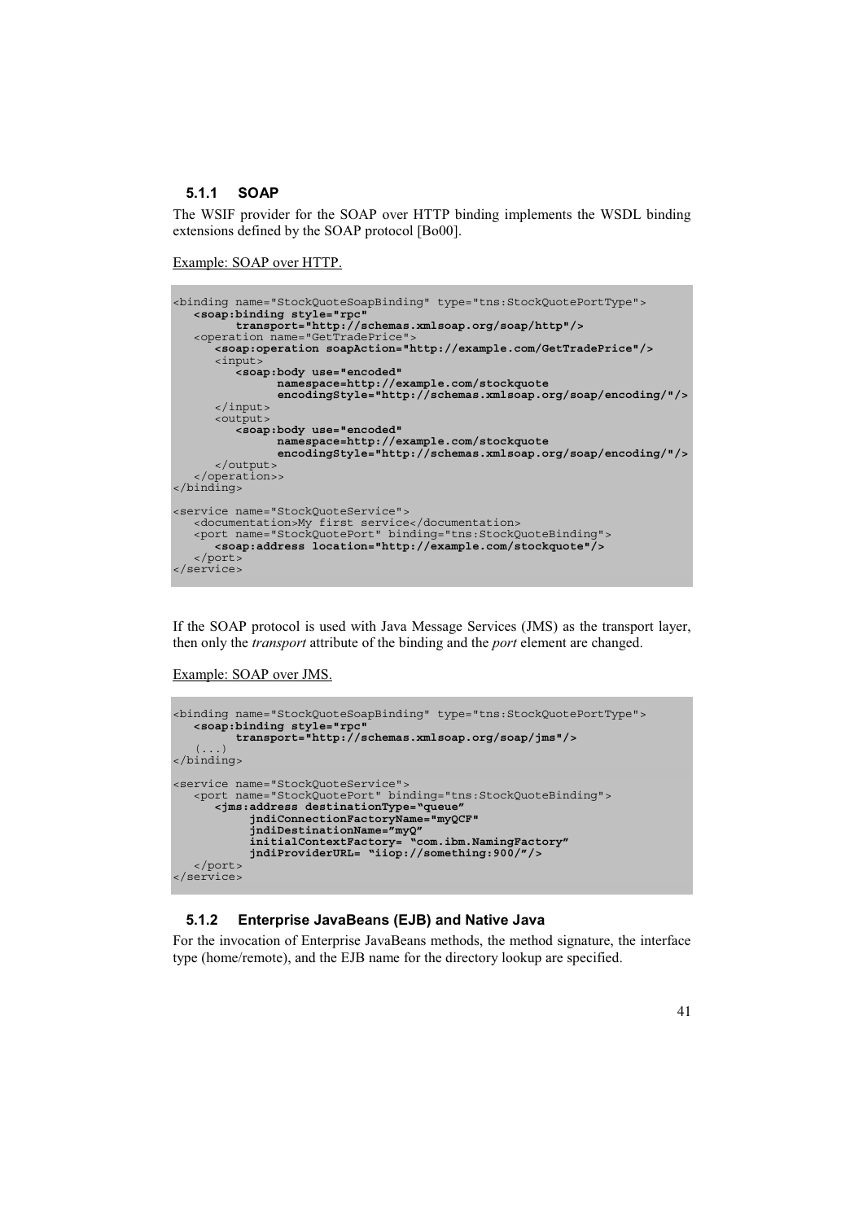### 5.1.1 SOAP

The WSIF provider for the SOAP over HTTP binding implements the WSDL binding extensions defined by the SOAP protocol [Bo00].

Example: SOAP over HTTP.

```
<binding name="StockQuoteSoapBinding" type="tns:StockQuotePortType">
   <soap:binding style="rpc"
         transport="http://schemas.xmlsoap.org/soap/http"/>
   <operation name="GetTradePrice">
      <soap:operation soapAction="http://example.com/GetTradePrice"/>
      <input>
         <soap:body use="encoded"
               namespace=http://example.com/stockquote
               encodingStyle="http://schemas.xmlsoap.org/soap/encoding/"/>
      </input>
      <output>
         <soap:body use="encoded"
               namespace=http://example.com/stockquote
               encodingStyle="http://schemas.xmlsoap.org/soap/encoding/"/>
      </output>
   </operation>>
</binding>

<service name="StockQuoteService">
   <documentation>My first service</documentation>
   <port name="StockQuotePort" binding="tns:StockQuoteBinding">
      <soap:address location="http://example.com/stockquote"/>
   </port>
</service>
```

If the SOAP protocol is used with Java Message Services (JMS) as the transport layer, then only the *transport* attribute of the binding and the *port* element are changed.

Example: SOAP over JMS.

```
<binding name="StockQuoteSoapBinding" type="tns:StockQuotePortType">
   <soap:binding style="rpc"
         transport="http://schemas.xmlsoap.org/soap/jms"/>
   (...)
</binding>

<service name="StockQuoteService">
   <port name="StockQuotePort" binding="tns:StockQuoteBinding">
      <jms:address destinationType="queue"
            jndiConnectionFactoryName="myQCF"
            jndiDestinationName="myQ"
            initialContextFactory= "com.ibm.NamingFactory"
            jndiProviderURL= "iiop://something:900/"/>
   </port>
</service>
```

### 5.1.2 Enterprise JavaBeans (EJB) and Native Java

For the invocation of Enterprise JavaBeans methods, the method signature, the interface type (home/remote), and the EJB name for the directory lookup are specified.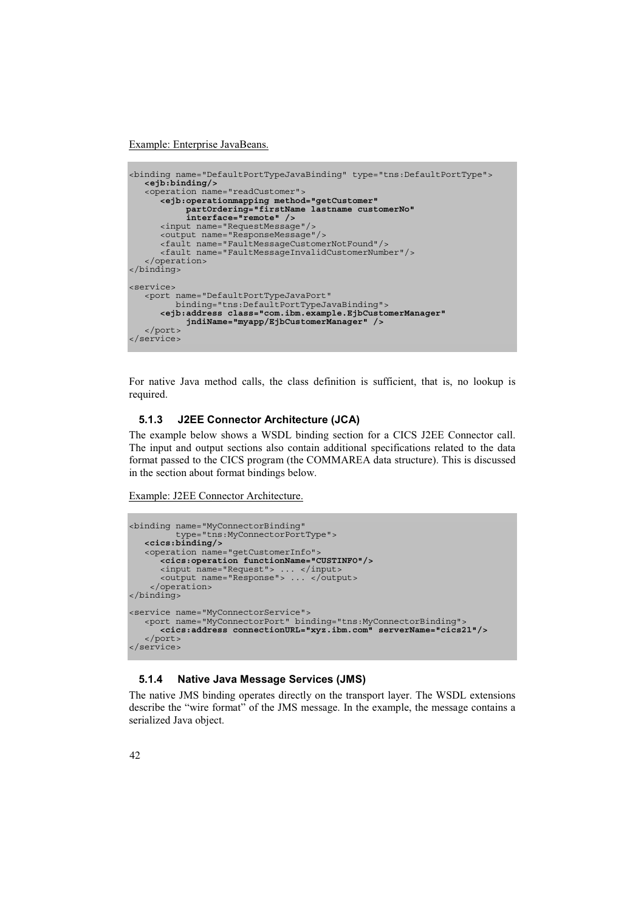Example: Enterprise JavaBeans.

```
<binding name="DefaultPortTypeJavaBinding" type="tns:DefaultPortType">
   <ejb:binding/>
   <operation name="readCustomer">
      <ejb:operationmapping method="getCustomer"
            partOrdering="firstName lastname customerNo"
            interface="remote" />
      <input name="RequestMessage"/>
      <output name="ResponseMessage"/>
      <fault name="FaultMessageCustomerNotFound"/>
      <fault name="FaultMessageInvalidCustomerNumber"/>
   </operation>
</binding>

<service>
   <port name="DefaultPortTypeJavaPort"
         binding="tns:DefaultPortTypeJavaBinding">
      <ejb:address class="com.ibm.example.EjbCustomerManager"
            jndiName="myapp/EjbCustomerManager" />
   </port>
</service>
```

For native Java method calls, the class definition is sufficient, that is, no lookup is required.

### 5.1.3 J2EE Connector Architecture (JCA)

The example below shows a WSDL binding section for a CICS J2EE Connector call. The input and output sections also contain additional specifications related to the data format passed to the CICS program (the COMMAREA data structure). This is discussed in the section about format bindings below.

Example: J2EE Connector Architecture.

```
<binding name="MyConnectorBinding"
         type="tns:MyConnectorPortType">
   <cics:binding/>
   <operation name="getCustomerInfo">
      <cics:operation functionName="CUSTINFO"/>
      <input name="Request"> ... </input>
      <output name="Response"> ... </output>
    </operation>
</binding>

<service name="MyConnectorService">
   <port name="MyConnectorPort" binding="tns:MyConnectorBinding">
      <cics:address connectionURL="xyz.ibm.com" serverName="cics21"/>
   </port>
</service>
```

### 5.1.4 Native Java Message Services (JMS)

The native JMS binding operates directly on the transport layer. The WSDL extensions describe the "wire format" of the JMS message. In the example, the message contains a serialized Java object.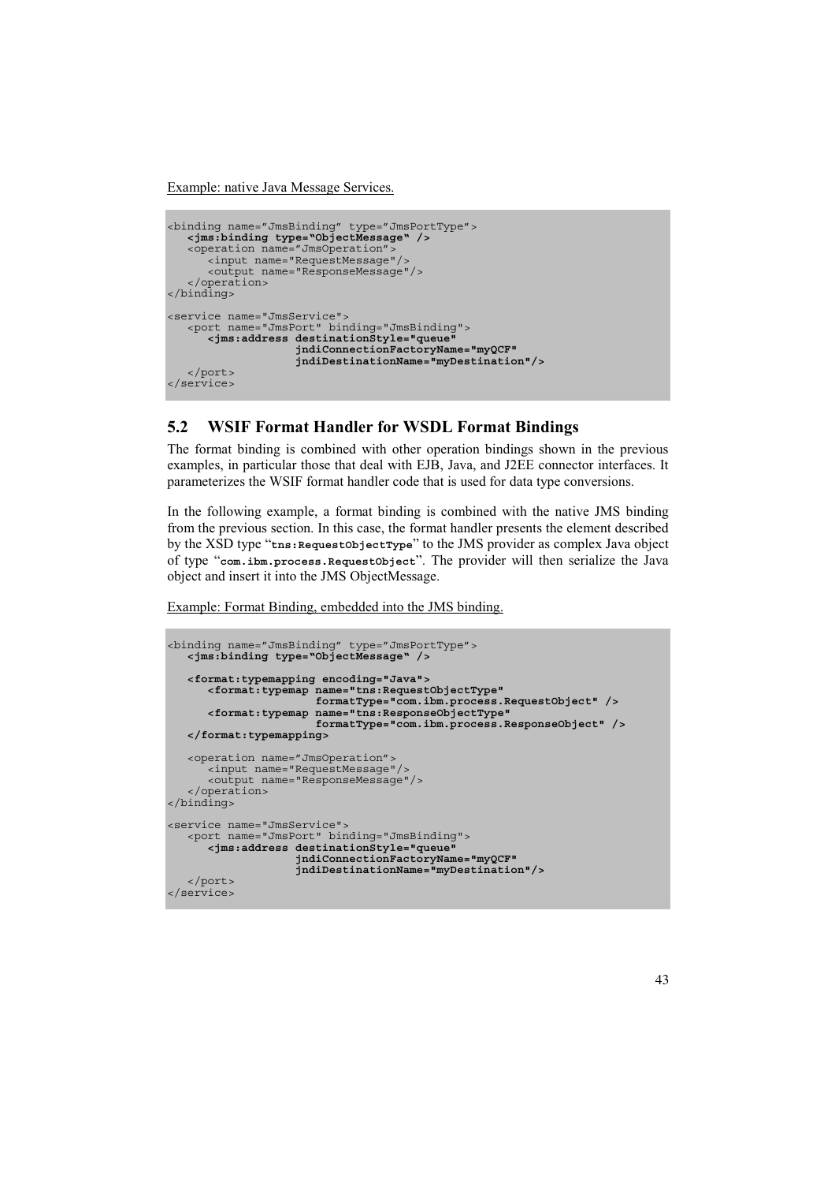Example: native Java Message Services.

```
<binding name="JmsBinding" type="JmsPortType">
   <jms:binding type="ObjectMessage" />
   <operation name="JmsOperation">
      <input name="RequestMessage"/>
      <output name="ResponseMessage"/>
   </operation>
</binding>

<service name="JmsService">
   <port name="JmsPort" binding="JmsBinding">
      <jms:address destinationStyle="queue"
                   jndiConnectionFactoryName="myQCF"
                   jndiDestinationName="myDestination"/>
   </port>
</service>
```

## 5.2 WSIF Format Handler for WSDL Format Bindings

The format binding is combined with other operation bindings shown in the previous examples, in particular those that deal with EJB, Java, and J2EE connector interfaces. It parameterizes the WSIF format handler code that is used for data type conversions.

In the following example, a format binding is combined with the native JMS binding from the previous section. In this case, the format handler presents the element described by the XSD type "`tns:RequestObjectType`" to the JMS provider as complex Java object of type "`com.ibm.process.RequestObject`". The provider will then serialize the Java object and insert it into the JMS ObjectMessage.

Example: Format Binding, embedded into the JMS binding.

```
<binding name="JmsBinding" type="JmsPortType">
   <jms:binding type="ObjectMessage" />

   <format:typemapping encoding="Java">
      <format:typemap name="tns:RequestObjectType"
                      formatType="com.ibm.process.RequestObject" />
      <format:typemap name="tns:ResponseObjectType"
                      formatType="com.ibm.process.ResponseObject" />
   </format:typemapping>

   <operation name="JmsOperation">
      <input name="RequestMessage"/>
      <output name="ResponseMessage"/>
   </operation>
</binding>

<service name="JmsService">
   <port name="JmsPort" binding="JmsBinding">
      <jms:address destinationStyle="queue"
                   jndiConnectionFactoryName="myQCF"
                   jndiDestinationName="myDestination"/>
   </port>
</service>
```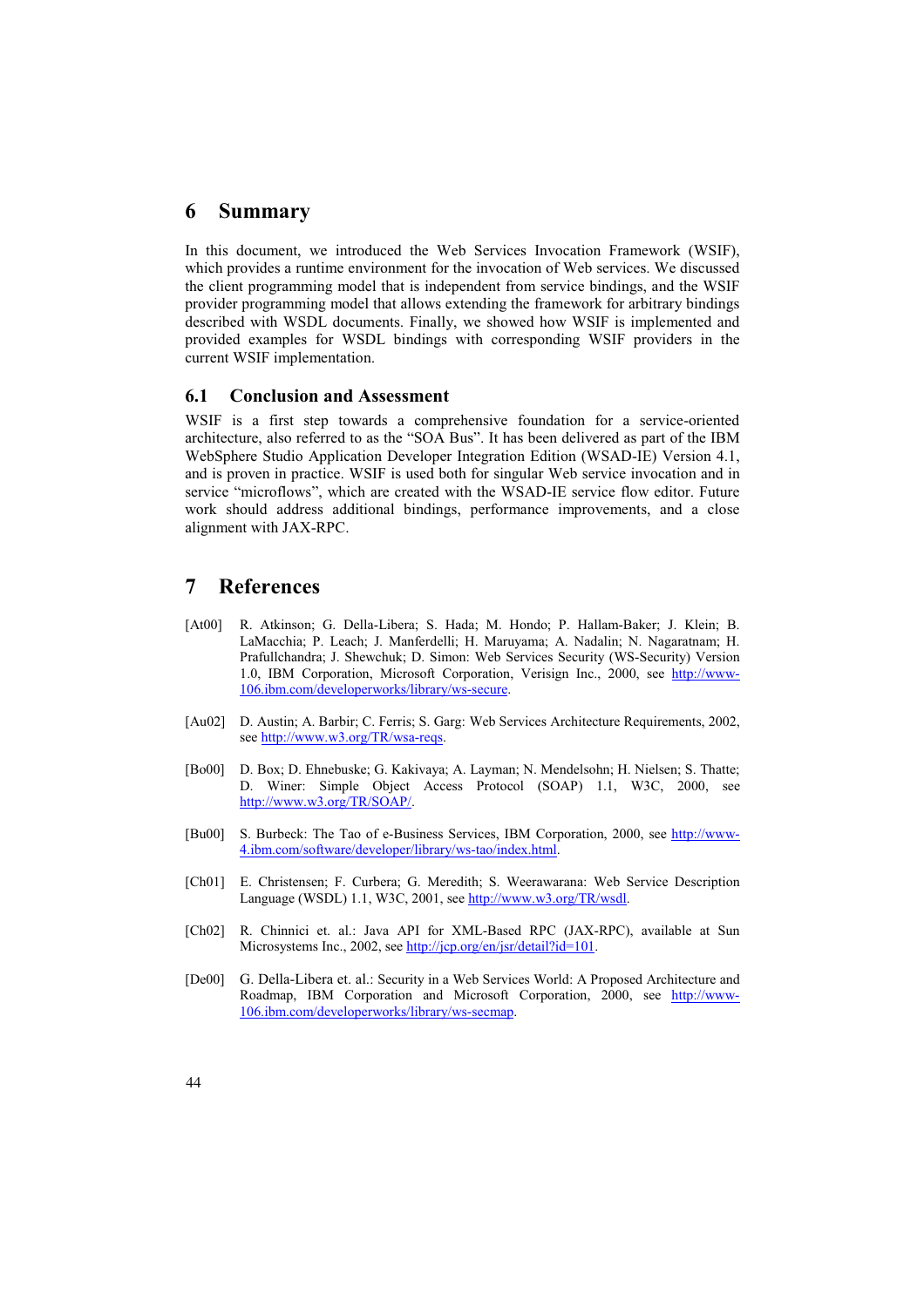# 6 Summary

In this document, we introduced the Web Services Invocation Framework (WSIF), which provides a runtime environment for the invocation of Web services. We discussed the client programming model that is independent from service bindings, and the WSIF provider programming model that allows extending the framework for arbitrary bindings described with WSDL documents. Finally, we showed how WSIF is implemented and provided examples for WSDL bindings with corresponding WSIF providers in the current WSIF implementation.

## 6.1 Conclusion and Assessment

WSIF is a first step towards a comprehensive foundation for a service-oriented architecture, also referred to as the "SOA Bus". It has been delivered as part of the IBM WebSphere Studio Application Developer Integration Edition (WSAD-IE) Version 4.1, and is proven in practice. WSIF is used both for singular Web service invocation and in service "microflows", which are created with the WSAD-IE service flow editor. Future work should address additional bindings, performance improvements, and a close alignment with JAX-RPC.

# 7 References

[At00] R. Atkinson; G. Della-Libera; S. Hada; M. Hondo; P. Hallam-Baker; J. Klein; B. LaMacchia; P. Leach; J. Manferdelli; H. Maruyama; A. Nadalin; N. Nagaratnam; H. Prafullchandra; J. Shewchuk; D. Simon: Web Services Security (WS-Security) Version 1.0, IBM Corporation, Microsoft Corporation, Verisign Inc., 2000, see http://www-106.ibm.com/developerworks/library/ws-secure.

[Au02] D. Austin; A. Barbir; C. Ferris; S. Garg: Web Services Architecture Requirements, 2002, see http://www.w3.org/TR/wsa-reqs.

[Bo00] D. Box; D. Ehnebuske; G. Kakivaya; A. Layman; N. Mendelsohn; H. Nielsen; S. Thatte; D. Winer: Simple Object Access Protocol (SOAP) 1.1, W3C, 2000, see http://www.w3.org/TR/SOAP/.

[Bu00] S. Burbeck: The Tao of e-Business Services, IBM Corporation, 2000, see http://www-4.ibm.com/software/developer/library/ws-tao/index.html.

[Ch01] E. Christensen; F. Curbera; G. Meredith; S. Weerawarana: Web Service Description Language (WSDL) 1.1, W3C, 2001, see http://www.w3.org/TR/wsdl.

[Ch02] R. Chinnici et. al.: Java API for XML-Based RPC (JAX-RPC), available at Sun Microsystems Inc., 2002, see http://jcp.org/en/jsr/detail?id=101.

[De00] G. Della-Libera et. al.: Security in a Web Services World: A Proposed Architecture and Roadmap, IBM Corporation and Microsoft Corporation, 2000, see http://www-106.ibm.com/developerworks/library/ws-secmap.